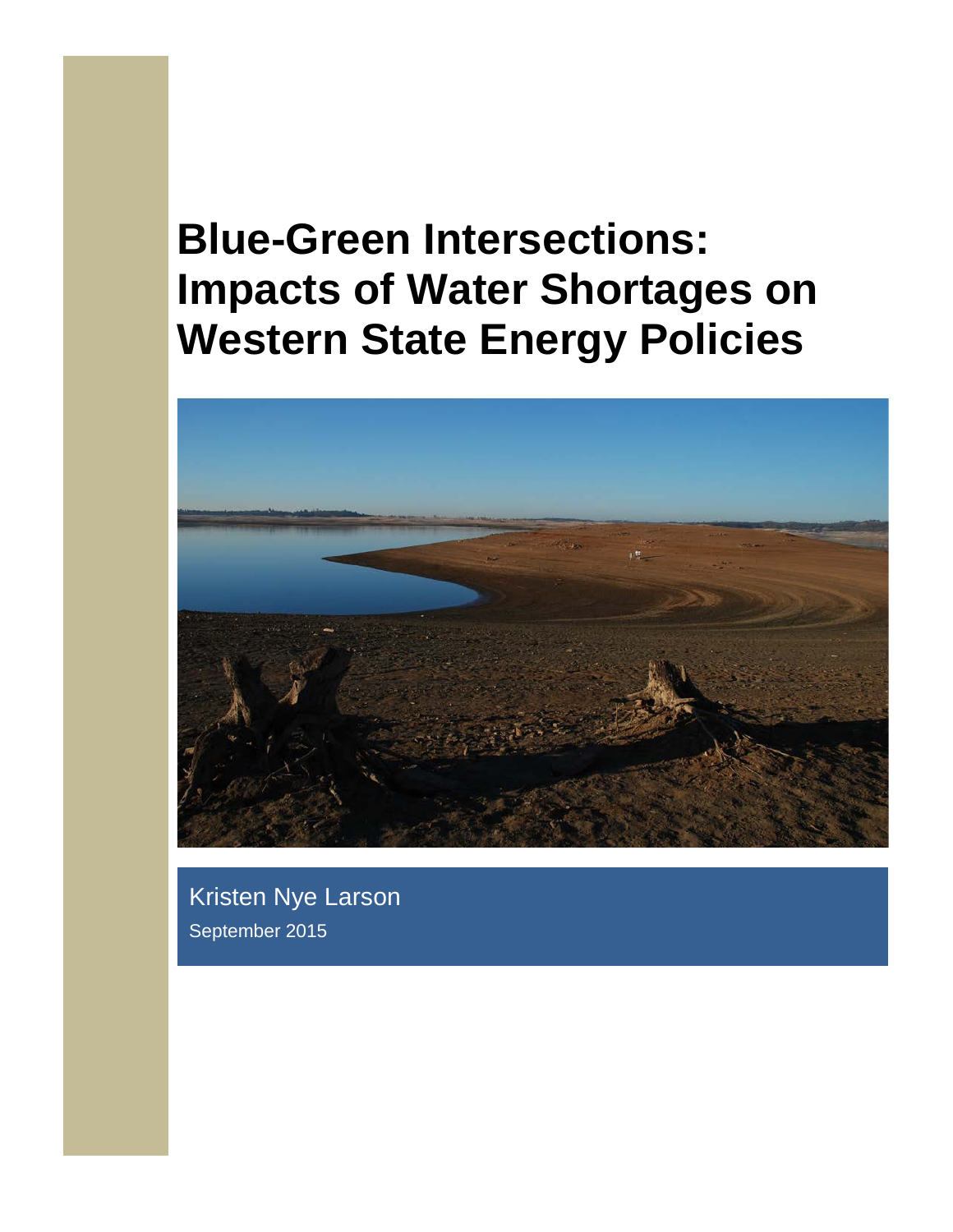# Blue-Green Intersections: Impacts of Water Shortages on Western State Energy Policies

Kristen Nye Larson

September 2015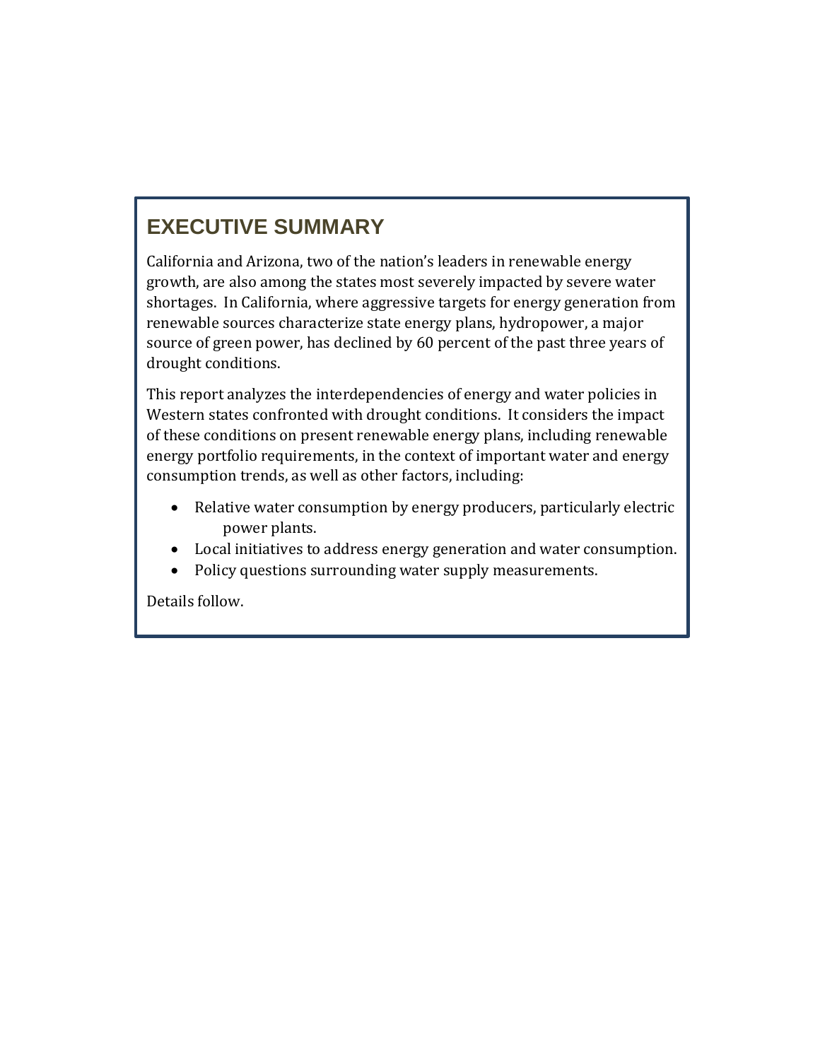## EXECUTIVE SUMMARY

California and Arizona, two of the nation's leaders in renewable energy growth, are also among the states most severely impacted by severe water shortages. In California, where aggressive targets for energy generation from renewable sources characterize state energy plans, hydropower, a major source of green power, has declined by 60 percent of the past three years of drought conditions.

This report analyzes the interdependencies of energy and water policies in Western states confronted with drought conditions. It considers the impact of these conditions on present renewable energy plans, including renewable energy portfolio requirements, in the context of important water and energy consumption trends, as well as other factors, including:

- Relative water consumption by energy producers, particularly electric power plants.
- Local initiatives to address energy generation and water consumption.
- Policy questions surrounding water supply measurements.

Details follow.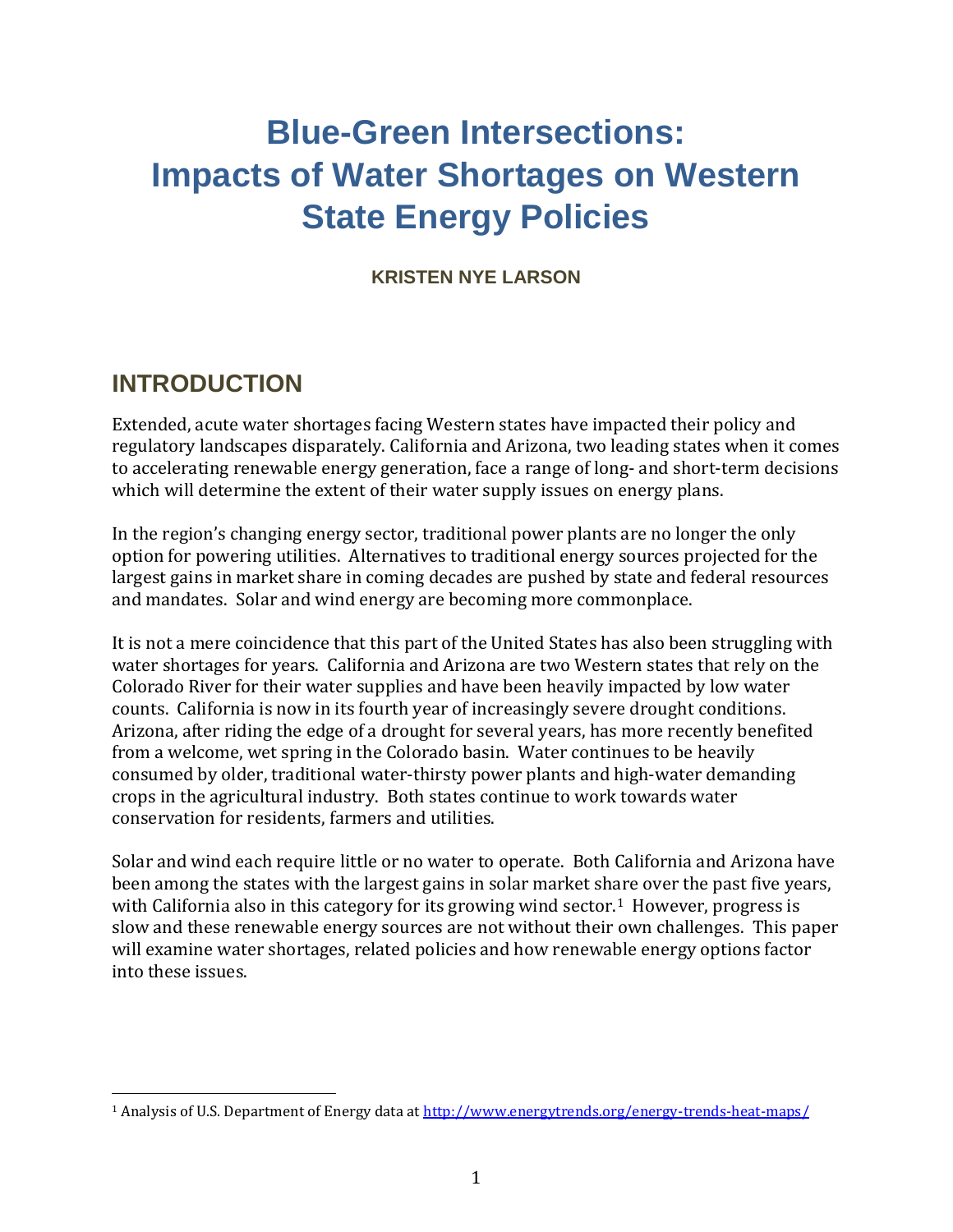# Blue-Green Intersections: Impacts of Water Shortages on Western State Energy Policies

**KRISTEN NYE LARSON**

## INTRODUCTION

Extended, acute water shortages facing Western states have impacted their policy and regulatory landscapes disparately. California and Arizona, two leading states when it comes to accelerating renewable energy generation, face a range of long- and short-term decisions which will determine the extent of their water supply issues on energy plans.

In the region's changing energy sector, traditional power plants are no longer the only option for powering utilities. Alternatives to traditional energy sources projected for the largest gains in market share in coming decades are pushed by state and federal resources and mandates. Solar and wind energy are becoming more commonplace.

It is not a mere coincidence that this part of the United States has also been struggling with water shortages for years. California and Arizona are two Western states that rely on the Colorado River for their water supplies and have been heavily impacted by low water counts. California is now in its fourth year of increasingly severe drought conditions. Arizona, after riding the edge of a drought for several years, has more recently benefited from a welcome, wet spring in the Colorado basin. Water continues to be heavily consumed by older, traditional water-thirsty power plants and high-water demanding crops in the agricultural industry. Both states continue to work towards water conservation for residents, farmers and utilities.

Solar and wind each require little or no water to operate. Both California and Arizona have been among the states with the largest gains in solar market share over the past five years, with California also in this category for its growing wind sector.[1] However, progress is slow and these renewable energy sources are not without their own challenges. This paper will examine water shortages, related policies and how renewable energy options factor into these issues.

---

[1] Analysis of U.S. Department of Energy data at http://www.energytrends.org/energy-trends-heat-maps/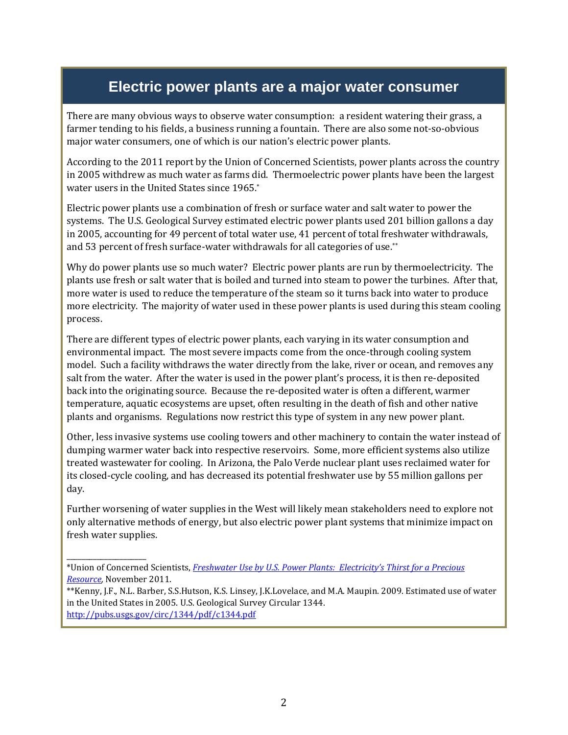## Electric power plants are a major water consumer

There are many obvious ways to observe water consumption: a resident watering their grass, a farmer tending to his fields, a business running a fountain. There are also some not-so-obvious major water consumers, one of which is our nation's electric power plants.

According to the 2011 report by the Union of Concerned Scientists, power plants across the country in 2005 withdrew as much water as farms did. Thermoelectric power plants have been the largest water users in the United States since 1965.*

Electric power plants use a combination of fresh or surface water and salt water to power the systems. The U.S. Geological Survey estimated electric power plants used 201 billion gallons a day in 2005, accounting for 49 percent of total water use, 41 percent of total freshwater withdrawals, and 53 percent of fresh surface-water withdrawals for all categories of use.**

Why do power plants use so much water? Electric power plants are run by thermoelectricity. The plants use fresh or salt water that is boiled and turned into steam to power the turbines. After that, more water is used to reduce the temperature of the steam so it turns back into water to produce more electricity. The majority of water used in these power plants is used during this steam cooling process.

There are different types of electric power plants, each varying in its water consumption and environmental impact. The most severe impacts come from the once-through cooling system model. Such a facility withdraws the water directly from the lake, river or ocean, and removes any salt from the water. After the water is used in the power plant's process, it is then re-deposited back into the originating source. Because the re-deposited water is often a different, warmer temperature, aquatic ecosystems are upset, often resulting in the death of fish and other native plants and organisms. Regulations now restrict this type of system in any new power plant.

Other, less invasive systems use cooling towers and other machinery to contain the water instead of dumping warmer water back into respective reservoirs. Some, more efficient systems also utilize treated wastewater for cooling. In Arizona, the Palo Verde nuclear plant uses reclaimed water for its closed-cycle cooling, and has decreased its potential freshwater use by 55 million gallons per day.

Further worsening of water supplies in the West will likely mean stakeholders need to explore not only alternative methods of energy, but also electric power plant systems that minimize impact on fresh water supplies.

---

*Union of Concerned Scientists, *Freshwater Use by U.S. Power Plants: Electricity's Thirst for a Precious Resource*, November 2011.

**Kenny, J.F., N.L. Barber, S.S.Hutson, K.S. Linsey, J.K.Lovelace, and M.A. Maupin. 2009. Estimated use of water in the United States in 2005. U.S. Geological Survey Circular 1344. http://pubs.usgs.gov/circ/1344/pdf/c1344.pdf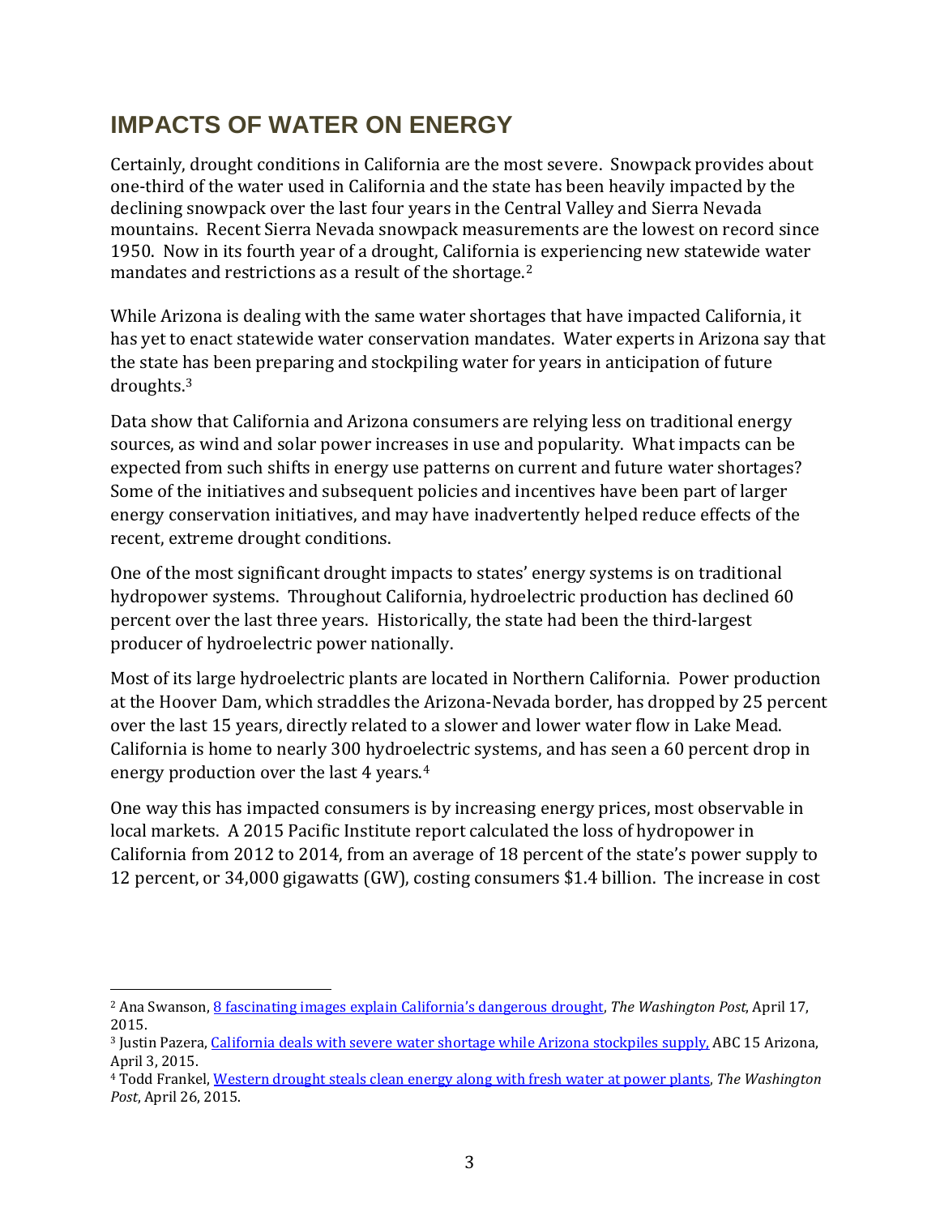## IMPACTS OF WATER ON ENERGY

Certainly, drought conditions in California are the most severe. Snowpack provides about one-third of the water used in California and the state has been heavily impacted by the declining snowpack over the last four years in the Central Valley and Sierra Nevada mountains. Recent Sierra Nevada snowpack measurements are the lowest on record since 1950. Now in its fourth year of a drought, California is experiencing new statewide water mandates and restrictions as a result of the shortage.[2]

While Arizona is dealing with the same water shortages that have impacted California, it has yet to enact statewide water conservation mandates. Water experts in Arizona say that the state has been preparing and stockpiling water for years in anticipation of future droughts.[3]

Data show that California and Arizona consumers are relying less on traditional energy sources, as wind and solar power increases in use and popularity. What impacts can be expected from such shifts in energy use patterns on current and future water shortages? Some of the initiatives and subsequent policies and incentives have been part of larger energy conservation initiatives, and may have inadvertently helped reduce effects of the recent, extreme drought conditions.

One of the most significant drought impacts to states' energy systems is on traditional hydropower systems. Throughout California, hydroelectric production has declined 60 percent over the last three years. Historically, the state had been the third-largest producer of hydroelectric power nationally.

Most of its large hydroelectric plants are located in Northern California. Power production at the Hoover Dam, which straddles the Arizona-Nevada border, has dropped by 25 percent over the last 15 years, directly related to a slower and lower water flow in Lake Mead. California is home to nearly 300 hydroelectric systems, and has seen a 60 percent drop in energy production over the last 4 years.[4]

One way this has impacted consumers is by increasing energy prices, most observable in local markets. A 2015 Pacific Institute report calculated the loss of hydropower in California from 2012 to 2014, from an average of 18 percent of the state's power supply to 12 percent, or 34,000 gigawatts (GW), costing consumers $1.4 billion. The increase in cost

---

[2] Ana Swanson, 8 fascinating images explain California's dangerous drought, *The Washington Post*, April 17, 2015.

[3] Justin Pazera, California deals with severe water shortage while Arizona stockpiles supply, ABC 15 Arizona, April 3, 2015.

[4] Todd Frankel, Western drought steals clean energy along with fresh water at power plants, *The Washington Post*, April 26, 2015.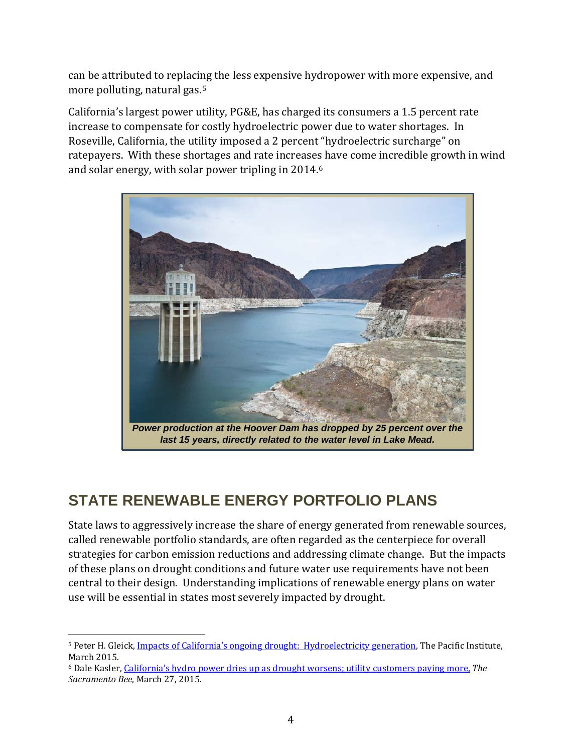can be attributed to replacing the less expensive hydropower with more expensive, and more polluting, natural gas.[5]

California's largest power utility, PG&E, has charged its consumers a 1.5 percent rate increase to compensate for costly hydroelectric power due to water shortages. In Roseville, California, the utility imposed a 2 percent "hydroelectric surcharge" on ratepayers. With these shortages and rate increases have come incredible growth in wind and solar energy, with solar power tripling in 2014.[6]

***Power production at the Hoover Dam has dropped by 25 percent over the last 15 years, directly related to the water level in Lake Mead.***

## STATE RENEWABLE ENERGY PORTFOLIO PLANS

State laws to aggressively increase the share of energy generated from renewable sources, called renewable portfolio standards, are often regarded as the centerpiece for overall strategies for carbon emission reductions and addressing climate change. But the impacts of these plans on drought conditions and future water use requirements have not been central to their design. Understanding implications of renewable energy plans on water use will be essential in states most severely impacted by drought.

---

[5] Peter H. Gleick, Impacts of California's ongoing drought: Hydroelectricity generation, The Pacific Institute, March 2015.

[6] Dale Kasler, California's hydro power dries up as drought worsens; utility customers paying more, *The Sacramento Bee*, March 27, 2015.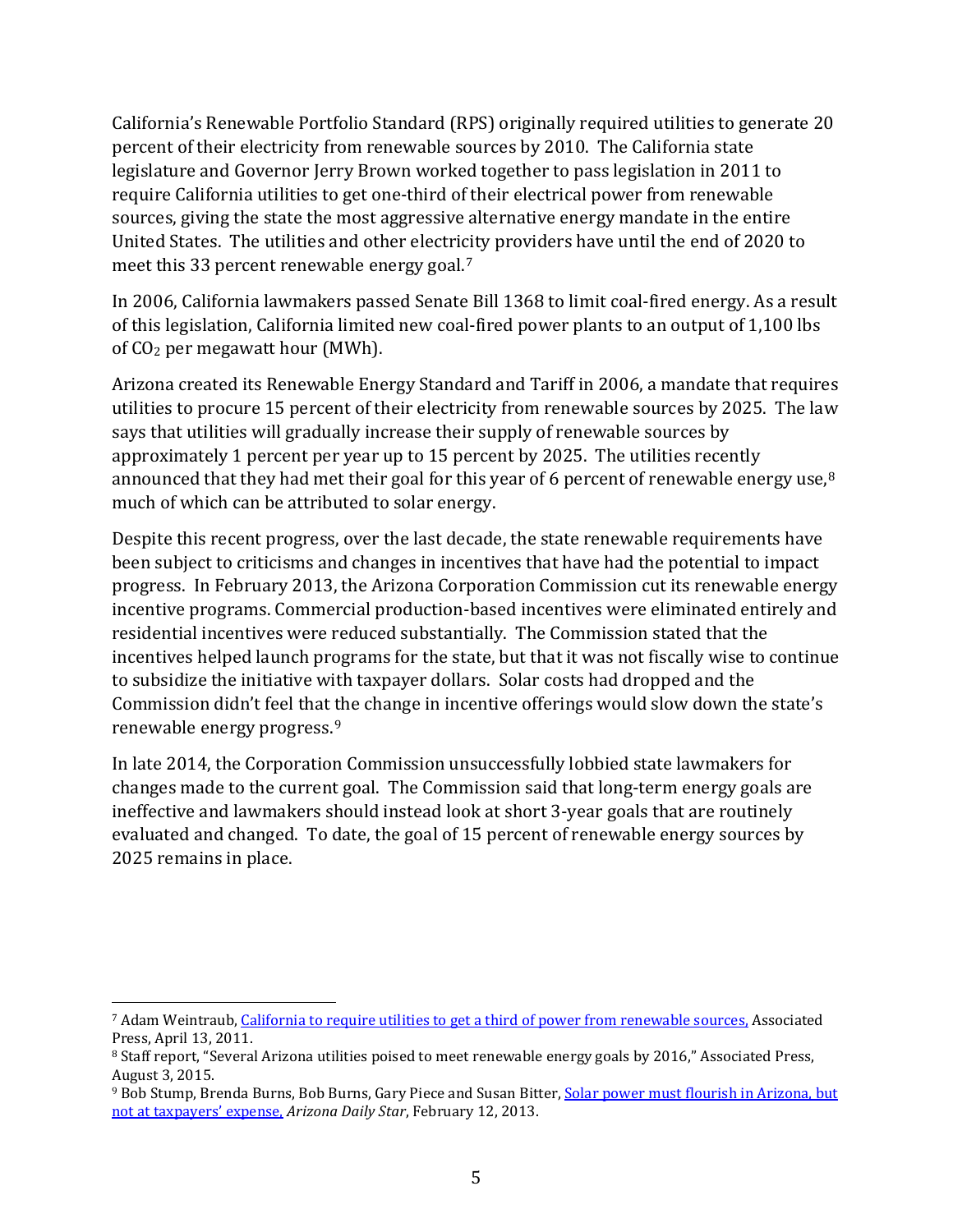California's Renewable Portfolio Standard (RPS) originally required utilities to generate 20 percent of their electricity from renewable sources by 2010. The California state legislature and Governor Jerry Brown worked together to pass legislation in 2011 to require California utilities to get one-third of their electrical power from renewable sources, giving the state the most aggressive alternative energy mandate in the entire United States. The utilities and other electricity providers have until the end of 2020 to meet this 33 percent renewable energy goal.[7]

In 2006, California lawmakers passed Senate Bill 1368 to limit coal-fired energy. As a result of this legislation, California limited new coal-fired power plants to an output of 1,100 lbs of $CO_2$ per megawatt hour (MWh).

Arizona created its Renewable Energy Standard and Tariff in 2006, a mandate that requires utilities to procure 15 percent of their electricity from renewable sources by 2025. The law says that utilities will gradually increase their supply of renewable sources by approximately 1 percent per year up to 15 percent by 2025. The utilities recently announced that they had met their goal for this year of 6 percent of renewable energy use,[8] much of which can be attributed to solar energy.

Despite this recent progress, over the last decade, the state renewable requirements have been subject to criticisms and changes in incentives that have had the potential to impact progress. In February 2013, the Arizona Corporation Commission cut its renewable energy incentive programs. Commercial production-based incentives were eliminated entirely and residential incentives were reduced substantially. The Commission stated that the incentives helped launch programs for the state, but that it was not fiscally wise to continue to subsidize the initiative with taxpayer dollars. Solar costs had dropped and the Commission didn't feel that the change in incentive offerings would slow down the state's renewable energy progress.[9]

In late 2014, the Corporation Commission unsuccessfully lobbied state lawmakers for changes made to the current goal. The Commission said that long-term energy goals are ineffective and lawmakers should instead look at short 3-year goals that are routinely evaluated and changed. To date, the goal of 15 percent of renewable energy sources by 2025 remains in place.

---

[7] Adam Weintraub, California to require utilities to get a third of power from renewable sources, Associated Press, April 13, 2011.

[8] Staff report, "Several Arizona utilities poised to meet renewable energy goals by 2016," Associated Press, August 3, 2015.

[9] Bob Stump, Brenda Burns, Bob Burns, Gary Piece and Susan Bitter, Solar power must flourish in Arizona, but not at taxpayers' expense, *Arizona Daily Star*, February 12, 2013.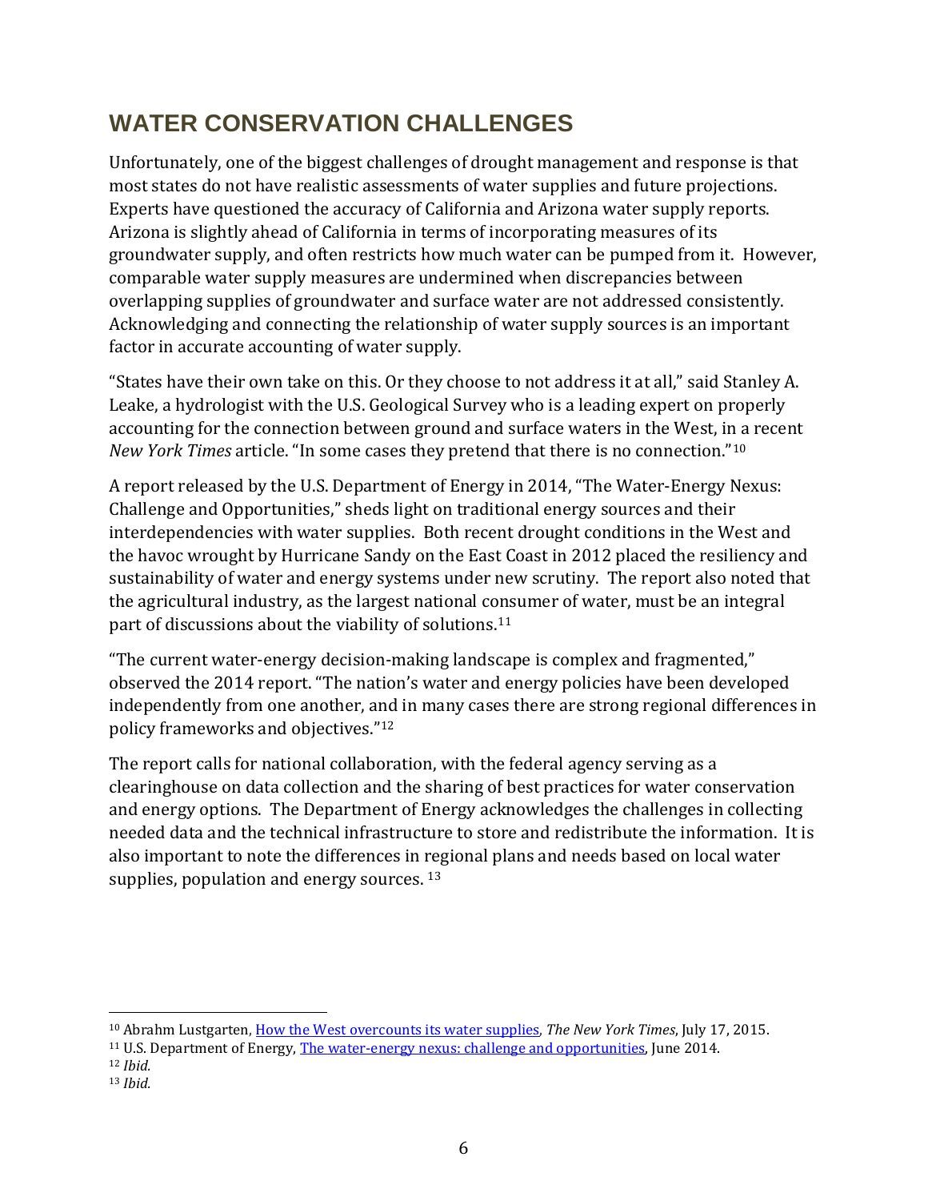## WATER CONSERVATION CHALLENGES

Unfortunately, one of the biggest challenges of drought management and response is that most states do not have realistic assessments of water supplies and future projections. Experts have questioned the accuracy of California and Arizona water supply reports. Arizona is slightly ahead of California in terms of incorporating measures of its groundwater supply, and often restricts how much water can be pumped from it. However, comparable water supply measures are undermined when discrepancies between overlapping supplies of groundwater and surface water are not addressed consistently. Acknowledging and connecting the relationship of water supply sources is an important factor in accurate accounting of water supply.

"States have their own take on this. Or they choose to not address it at all," said Stanley A. Leake, a hydrologist with the U.S. Geological Survey who is a leading expert on properly accounting for the connection between ground and surface waters in the West, in a recent *New York Times* article. "In some cases they pretend that there is no connection."[10]

A report released by the U.S. Department of Energy in 2014, "The Water-Energy Nexus: Challenge and Opportunities," sheds light on traditional energy sources and their interdependencies with water supplies. Both recent drought conditions in the West and the havoc wrought by Hurricane Sandy on the East Coast in 2012 placed the resiliency and sustainability of water and energy systems under new scrutiny. The report also noted that the agricultural industry, as the largest national consumer of water, must be an integral part of discussions about the viability of solutions.[11]

"The current water-energy decision-making landscape is complex and fragmented," observed the 2014 report. "The nation's water and energy policies have been developed independently from one another, and in many cases there are strong regional differences in policy frameworks and objectives."[12]

The report calls for national collaboration, with the federal agency serving as a clearinghouse on data collection and the sharing of best practices for water conservation and energy options. The Department of Energy acknowledges the challenges in collecting needed data and the technical infrastructure to store and redistribute the information. It is also important to note the differences in regional plans and needs based on local water supplies, population and energy sources. [13]

---

[10] Abrahm Lustgarten, How the West overcounts its water supplies, *The New York Times*, July 17, 2015.

[11] U.S. Department of Energy, The water-energy nexus: challenge and opportunities, June 2014.

[12] *Ibid.*

[13] *Ibid.*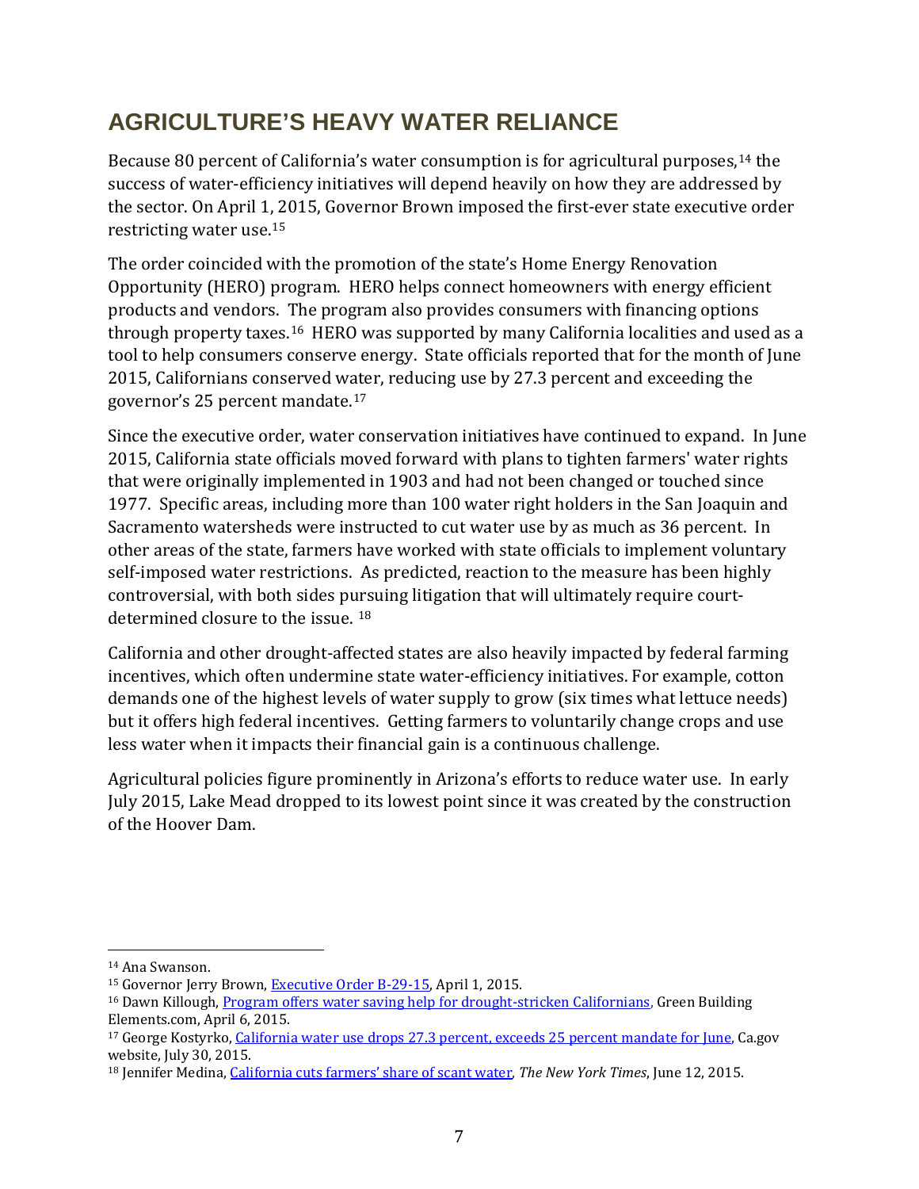## AGRICULTURE'S HEAVY WATER RELIANCE

Because 80 percent of California's water consumption is for agricultural purposes,[14] the success of water-efficiency initiatives will depend heavily on how they are addressed by the sector. On April 1, 2015, Governor Brown imposed the first-ever state executive order restricting water use.[15]

The order coincided with the promotion of the state's Home Energy Renovation Opportunity (HERO) program. HERO helps connect homeowners with energy efficient products and vendors. The program also provides consumers with financing options through property taxes.[16] HERO was supported by many California localities and used as a tool to help consumers conserve energy. State officials reported that for the month of June 2015, Californians conserved water, reducing use by 27.3 percent and exceeding the governor's 25 percent mandate.[17]

Since the executive order, water conservation initiatives have continued to expand. In June 2015, California state officials moved forward with plans to tighten farmers' water rights that were originally implemented in 1903 and had not been changed or touched since 1977. Specific areas, including more than 100 water right holders in the San Joaquin and Sacramento watersheds were instructed to cut water use by as much as 36 percent. In other areas of the state, farmers have worked with state officials to implement voluntary self-imposed water restrictions. As predicted, reaction to the measure has been highly controversial, with both sides pursuing litigation that will ultimately require court-determined closure to the issue. [18]

California and other drought-affected states are also heavily impacted by federal farming incentives, which often undermine state water-efficiency initiatives. For example, cotton demands one of the highest levels of water supply to grow (six times what lettuce needs) but it offers high federal incentives. Getting farmers to voluntarily change crops and use less water when it impacts their financial gain is a continuous challenge.

Agricultural policies figure prominently in Arizona's efforts to reduce water use. In early July 2015, Lake Mead dropped to its lowest point since it was created by the construction of the Hoover Dam.

---

[14] Ana Swanson.
[15] Governor Jerry Brown, Executive Order B-29-15, April 1, 2015.
[16] Dawn Killough, Program offers water saving help for drought-stricken Californians, Green Building Elements.com, April 6, 2015.
[17] George Kostyrko, California water use drops 27.3 percent, exceeds 25 percent mandate for June, Ca.gov website, July 30, 2015.
[18] Jennifer Medina, California cuts farmers' share of scant water, *The New York Times*, June 12, 2015.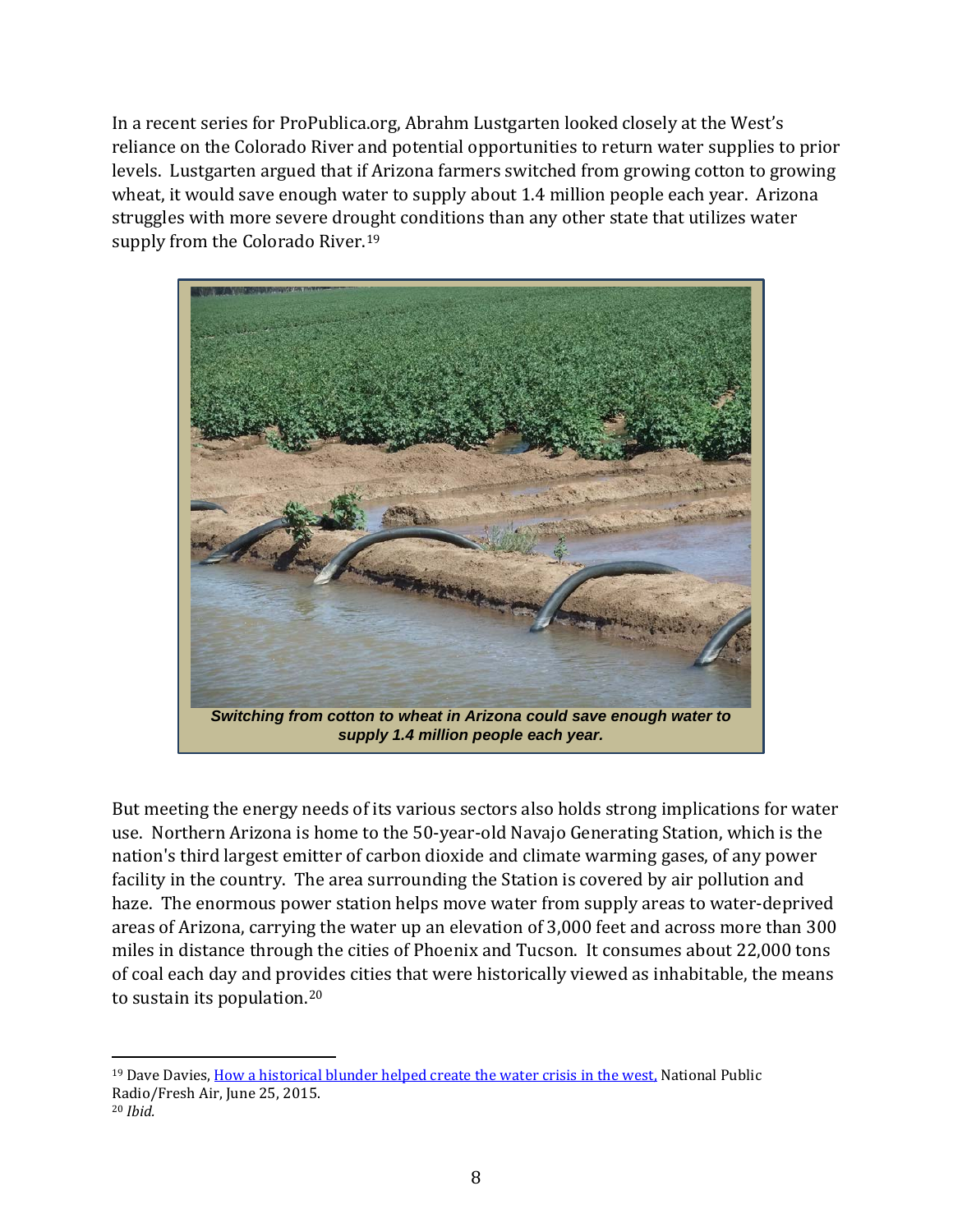In a recent series for ProPublica.org, Abrahm Lustgarten looked closely at the West's reliance on the Colorado River and potential opportunities to return water supplies to prior levels. Lustgarten argued that if Arizona farmers switched from growing cotton to growing wheat, it would save enough water to supply about 1.4 million people each year. Arizona struggles with more severe drought conditions than any other state that utilizes water supply from the Colorado River.[19]

***Switching from cotton to wheat in Arizona could save enough water to supply 1.4 million people each year.***

But meeting the energy needs of its various sectors also holds strong implications for water use. Northern Arizona is home to the 50-year-old Navajo Generating Station, which is the nation's third largest emitter of carbon dioxide and climate warming gases, of any power facility in the country. The area surrounding the Station is covered by air pollution and haze. The enormous power station helps move water from supply areas to water-deprived areas of Arizona, carrying the water up an elevation of 3,000 feet and across more than 300 miles in distance through the cities of Phoenix and Tucson. It consumes about 22,000 tons of coal each day and provides cities that were historically viewed as inhabitable, the means to sustain its population.[20]

---

[19] Dave Davies, How a historical blunder helped create the water crisis in the west, National Public Radio/Fresh Air, June 25, 2015.

[20] *Ibid.*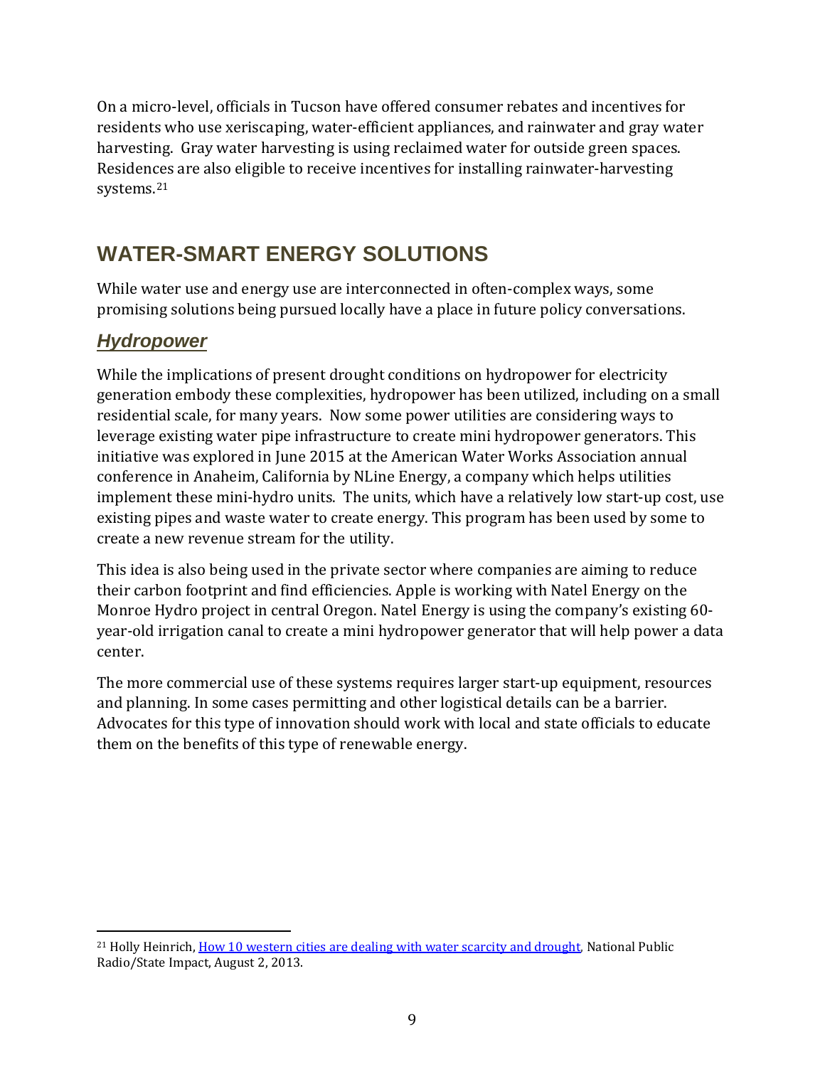On a micro-level, officials in Tucson have offered consumer rebates and incentives for residents who use xeriscaping, water-efficient appliances, and rainwater and gray water harvesting. Gray water harvesting is using reclaimed water for outside green spaces. Residences are also eligible to receive incentives for installing rainwater-harvesting systems.[21]

## WATER-SMART ENERGY SOLUTIONS

While water use and energy use are interconnected in often-complex ways, some promising solutions being pursued locally have a place in future policy conversations.

### *Hydropower*

While the implications of present drought conditions on hydropower for electricity generation embody these complexities, hydropower has been utilized, including on a small residential scale, for many years. Now some power utilities are considering ways to leverage existing water pipe infrastructure to create mini hydropower generators. This initiative was explored in June 2015 at the American Water Works Association annual conference in Anaheim, California by NLine Energy, a company which helps utilities implement these mini-hydro units. The units, which have a relatively low start-up cost, use existing pipes and waste water to create energy. This program has been used by some to create a new revenue stream for the utility.

This idea is also being used in the private sector where companies are aiming to reduce their carbon footprint and find efficiencies. Apple is working with Natel Energy on the Monroe Hydro project in central Oregon. Natel Energy is using the company's existing 60-year-old irrigation canal to create a mini hydropower generator that will help power a data center.

The more commercial use of these systems requires larger start-up equipment, resources and planning. In some cases permitting and other logistical details can be a barrier. Advocates for this type of innovation should work with local and state officials to educate them on the benefits of this type of renewable energy.

---

[21] Holly Heinrich, How 10 western cities are dealing with water scarcity and drought, National Public Radio/State Impact, August 2, 2013.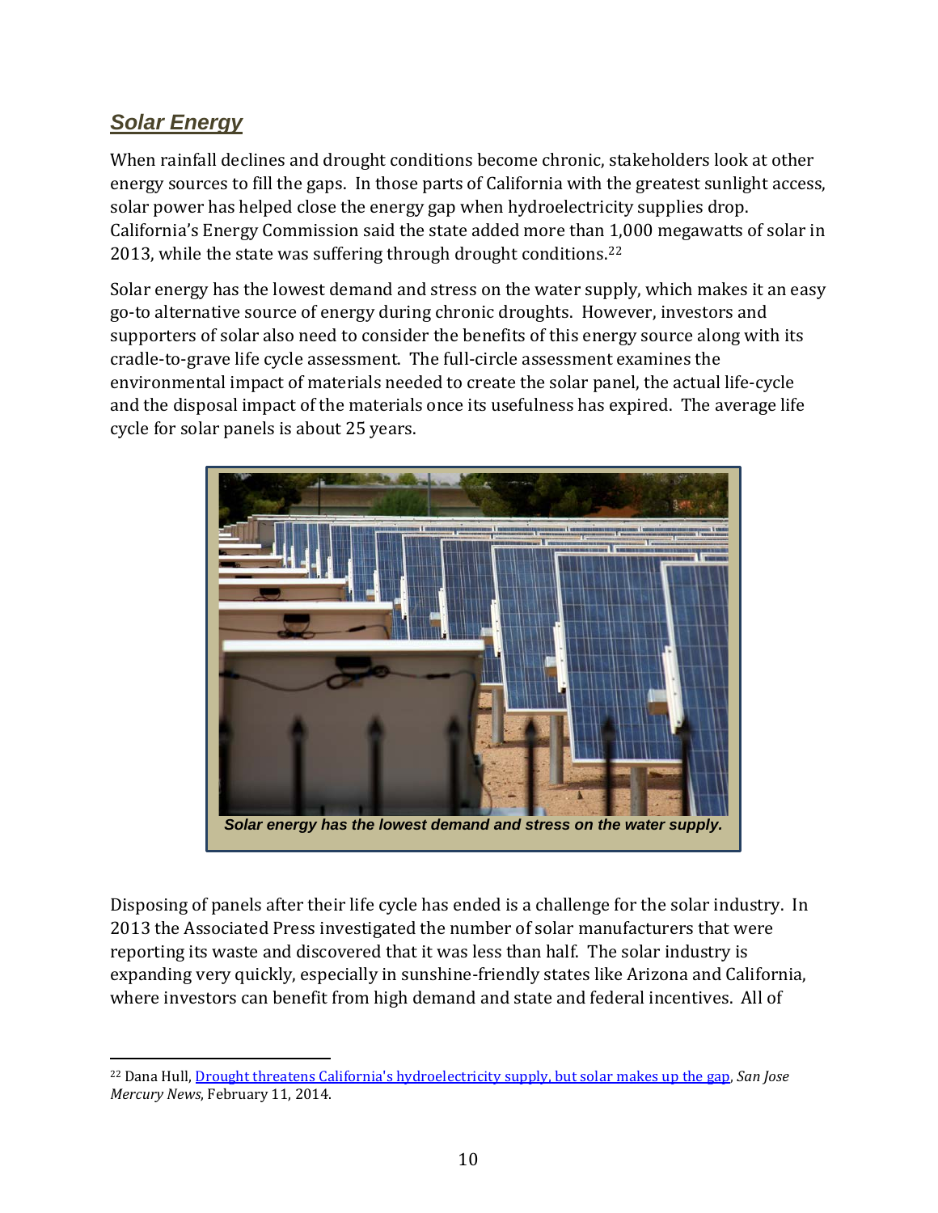## *Solar Energy*

When rainfall declines and drought conditions become chronic, stakeholders look at other energy sources to fill the gaps. In those parts of California with the greatest sunlight access, solar power has helped close the energy gap when hydroelectricity supplies drop. California's Energy Commission said the state added more than 1,000 megawatts of solar in 2013, while the state was suffering through drought conditions.[22]

Solar energy has the lowest demand and stress on the water supply, which makes it an easy go-to alternative source of energy during chronic droughts. However, investors and supporters of solar also need to consider the benefits of this energy source along with its cradle-to-grave life cycle assessment. The full-circle assessment examines the environmental impact of materials needed to create the solar panel, the actual life-cycle and the disposal impact of the materials once its usefulness has expired. The average life cycle for solar panels is about 25 years.

***Solar energy has the lowest demand and stress on the water supply.***

Disposing of panels after their life cycle has ended is a challenge for the solar industry. In 2013 the Associated Press investigated the number of solar manufacturers that were reporting its waste and discovered that it was less than half. The solar industry is expanding very quickly, especially in sunshine-friendly states like Arizona and California, where investors can benefit from high demand and state and federal incentives. All of

---

[22] Dana Hull, Drought threatens California's hydroelectricity supply, but solar makes up the gap, *San Jose Mercury News*, February 11, 2014.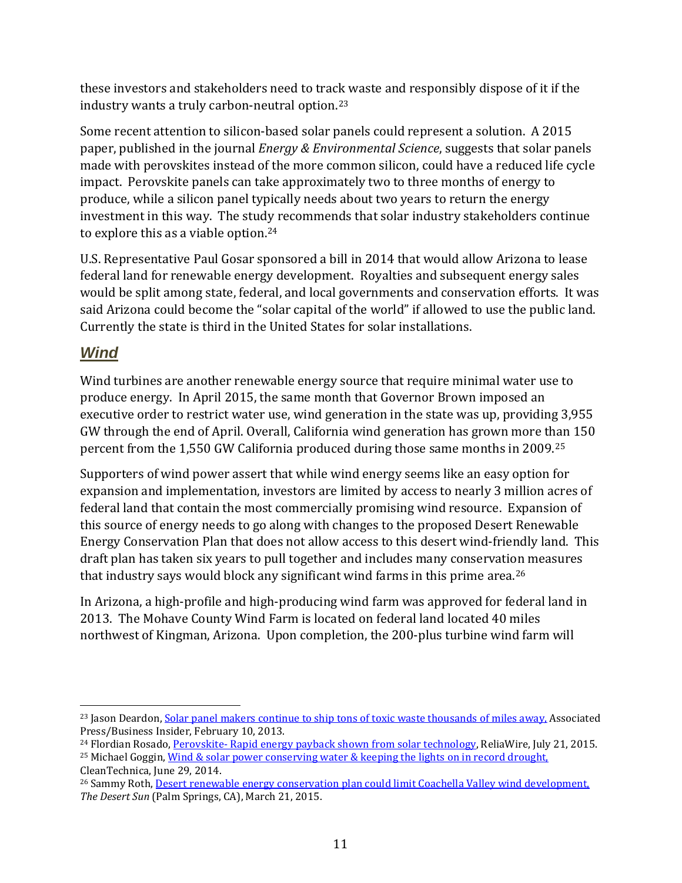these investors and stakeholders need to track waste and responsibly dispose of it if the industry wants a truly carbon-neutral option.[23]

Some recent attention to silicon-based solar panels could represent a solution. A 2015 paper, published in the journal *Energy & Environmental Science*, suggests that solar panels made with perovskites instead of the more common silicon, could have a reduced life cycle impact. Perovskite panels can take approximately two to three months of energy to produce, while a silicon panel typically needs about two years to return the energy investment in this way. The study recommends that solar industry stakeholders continue to explore this as a viable option.[24]

U.S. Representative Paul Gosar sponsored a bill in 2014 that would allow Arizona to lease federal land for renewable energy development. Royalties and subsequent energy sales would be split among state, federal, and local governments and conservation efforts. It was said Arizona could become the "solar capital of the world" if allowed to use the public land. Currently the state is third in the United States for solar installations.

## ***Wind***

Wind turbines are another renewable energy source that require minimal water use to produce energy. In April 2015, the same month that Governor Brown imposed an executive order to restrict water use, wind generation in the state was up, providing 3,955 GW through the end of April. Overall, California wind generation has grown more than 150 percent from the 1,550 GW California produced during those same months in 2009.[25]

Supporters of wind power assert that while wind energy seems like an easy option for expansion and implementation, investors are limited by access to nearly 3 million acres of federal land that contain the most commercially promising wind resource. Expansion of this source of energy needs to go along with changes to the proposed Desert Renewable Energy Conservation Plan that does not allow access to this desert wind-friendly land. This draft plan has taken six years to pull together and includes many conservation measures that industry says would block any significant wind farms in this prime area.[26]

In Arizona, a high-profile and high-producing wind farm was approved for federal land in 2013. The Mohave County Wind Farm is located on federal land located 40 miles northwest of Kingman, Arizona. Upon completion, the 200-plus turbine wind farm will

---

[23] Jason Deardon, Solar panel makers continue to ship tons of toxic waste thousands of miles away, Associated Press/Business Insider, February 10, 2013.

[24] Flordian Rosado, Perovskite- Rapid energy payback shown from solar technology, ReliaWire, July 21, 2015.

[25] Michael Goggin, Wind & solar power conserving water & keeping the lights on in record drought, CleanTechnica, June 29, 2014.

[26] Sammy Roth, Desert renewable energy conservation plan could limit Coachella Valley wind development, *The Desert Sun* (Palm Springs, CA), March 21, 2015.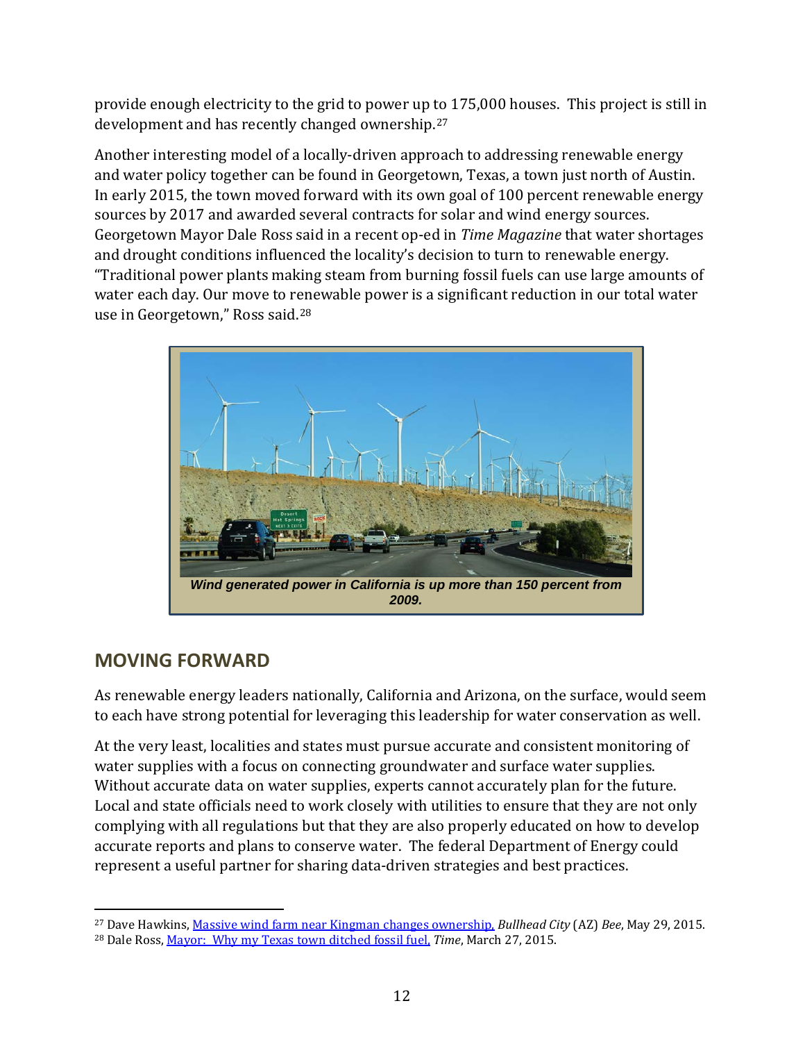provide enough electricity to the grid to power up to 175,000 houses. This project is still in development and has recently changed ownership.[27]

Another interesting model of a locally-driven approach to addressing renewable energy and water policy together can be found in Georgetown, Texas, a town just north of Austin. In early 2015, the town moved forward with its own goal of 100 percent renewable energy sources by 2017 and awarded several contracts for solar and wind energy sources. Georgetown Mayor Dale Ross said in a recent op-ed in *Time Magazine* that water shortages and drought conditions influenced the locality's decision to turn to renewable energy. "Traditional power plants making steam from burning fossil fuels can use large amounts of water each day. Our move to renewable power is a significant reduction in our total water use in Georgetown," Ross said.[28]

***Wind generated power in California is up more than 150 percent from 2009.***

## MOVING FORWARD

As renewable energy leaders nationally, California and Arizona, on the surface, would seem to each have strong potential for leveraging this leadership for water conservation as well.

At the very least, localities and states must pursue accurate and consistent monitoring of water supplies with a focus on connecting groundwater and surface water supplies. Without accurate data on water supplies, experts cannot accurately plan for the future. Local and state officials need to work closely with utilities to ensure that they are not only complying with all regulations but that they are also properly educated on how to develop accurate reports and plans to conserve water. The federal Department of Energy could represent a useful partner for sharing data-driven strategies and best practices.

---

[27] Dave Hawkins, Massive wind farm near Kingman changes ownership, *Bullhead City* (AZ) *Bee*, May 29, 2015.

[28] Dale Ross, Mayor: Why my Texas town ditched fossil fuel, *Time*, March 27, 2015.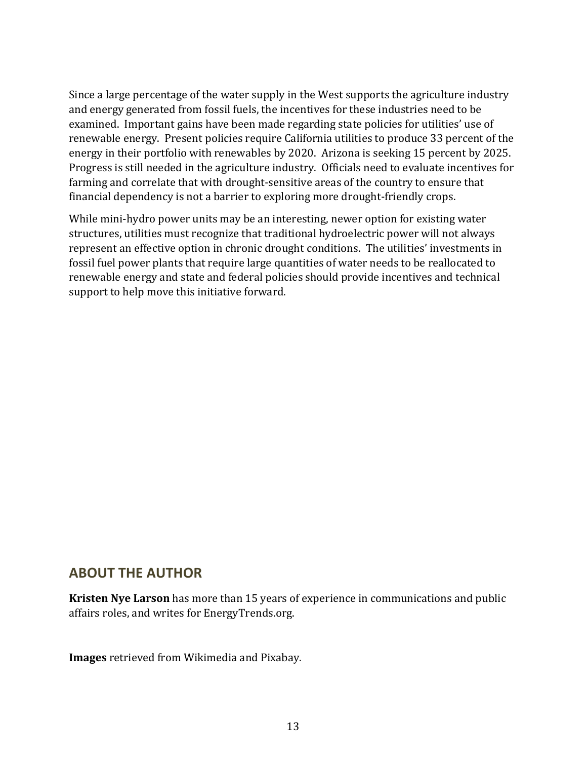Since a large percentage of the water supply in the West supports the agriculture industry and energy generated from fossil fuels, the incentives for these industries need to be examined. Important gains have been made regarding state policies for utilities' use of renewable energy. Present policies require California utilities to produce 33 percent of the energy in their portfolio with renewables by 2020. Arizona is seeking 15 percent by 2025. Progress is still needed in the agriculture industry. Officials need to evaluate incentives for farming and correlate that with drought-sensitive areas of the country to ensure that financial dependency is not a barrier to exploring more drought-friendly crops.

While mini-hydro power units may be an interesting, newer option for existing water structures, utilities must recognize that traditional hydroelectric power will not always represent an effective option in chronic drought conditions. The utilities' investments in fossil fuel power plants that require large quantities of water needs to be reallocated to renewable energy and state and federal policies should provide incentives and technical support to help move this initiative forward.

## ABOUT THE AUTHOR

**Kristen Nye Larson** has more than 15 years of experience in communications and public affairs roles, and writes for EnergyTrends.org.

**Images** retrieved from Wikimedia and Pixabay.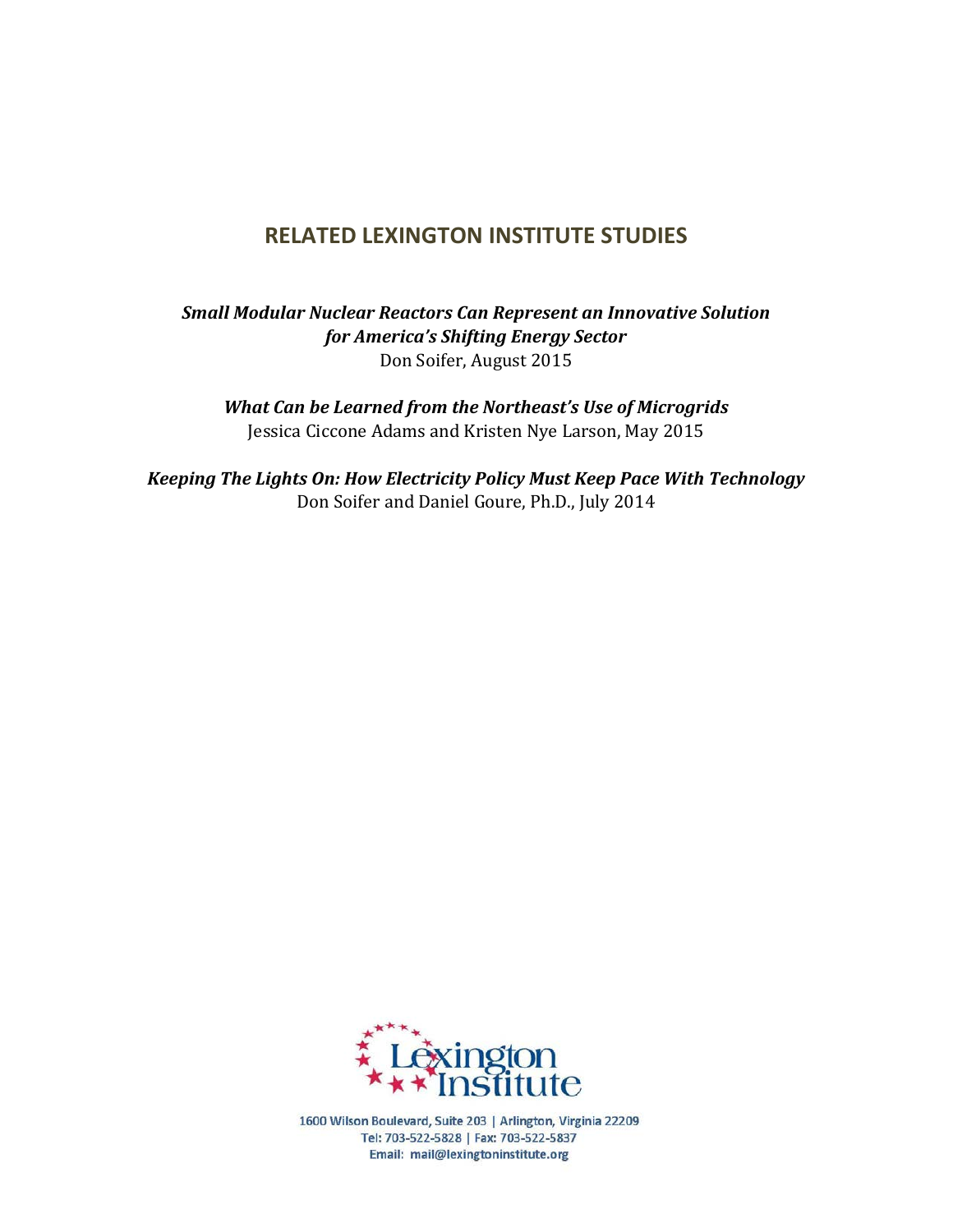## RELATED LEXINGTON INSTITUTE STUDIES

***Small Modular Nuclear Reactors Can Represent an Innovative Solution for America's Shifting Energy Sector***
Don Soifer, August 2015

***What Can be Learned from the Northeast's Use of Microgrids***
Jessica Ciccone Adams and Kristen Nye Larson, May 2015

***Keeping The Lights On: How Electricity Policy Must Keep Pace With Technology***
Don Soifer and Daniel Goure, Ph.D., July 2014

Lexington Institute

1600 Wilson Boulevard, Suite 203 | Arlington, Virginia 22209
Tel: 703-522-5828 | Fax: 703-522-5837
Email: mail@lexingtoninstitute.org